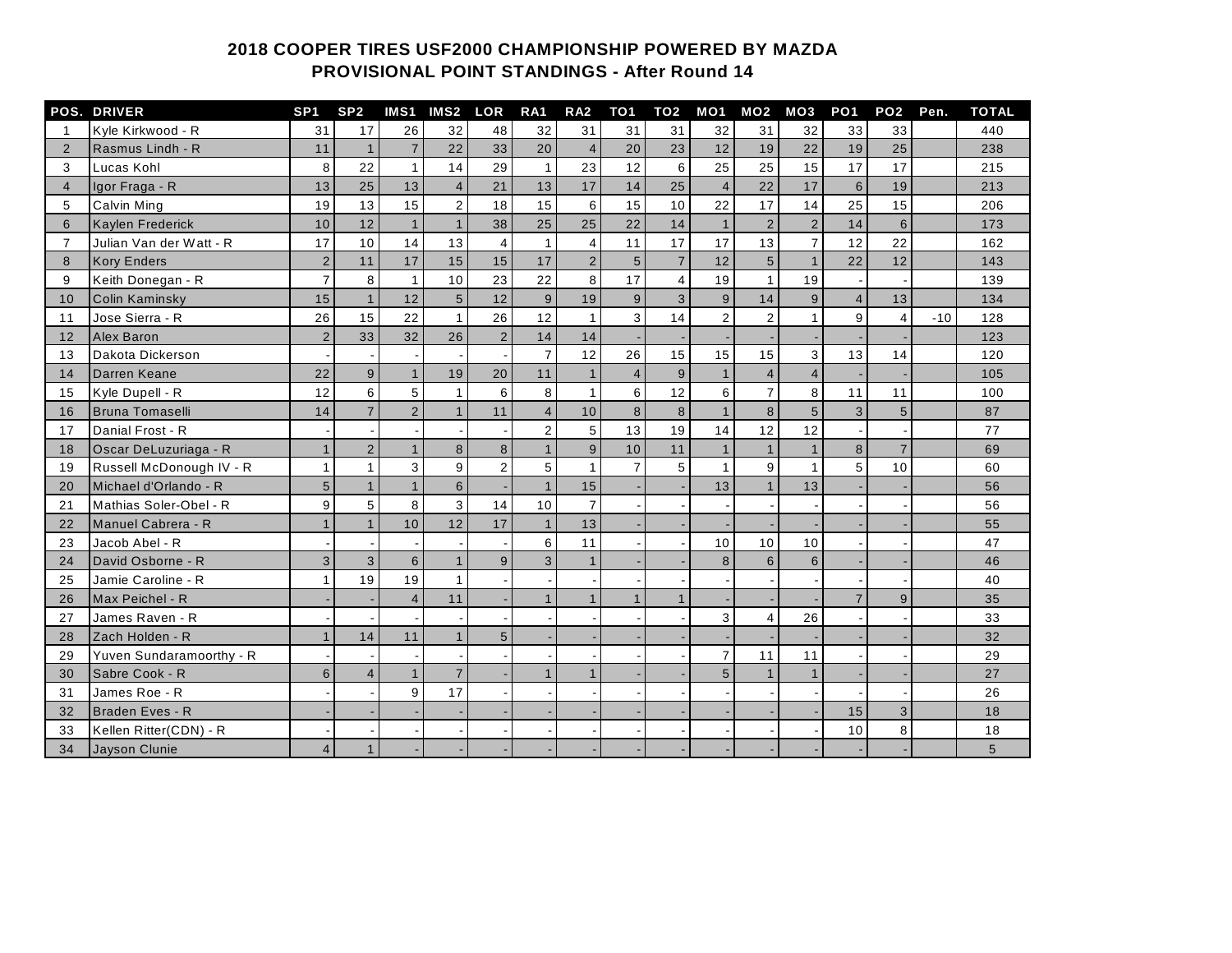## 2018 COOPER TIRES USF2000 CHAMPIONSHIP POWERED BY MAZDA
## PROVISIONAL POINT STANDINGS - After Round 14

| POS. | DRIVER | SP1 | SP2 | IMS1 | IMS2 | LOR | RA1 | RA2 | TO1 | TO2 | MO1 | MO2 | MO3 | PO1 | PO2 | Pen. | TOTAL |
|---|---|---|---|---|---|---|---|---|---|---|---|---|---|---|---|---|---|
| 1 | Kyle Kirkwood - R | 31 | 17 | 26 | 32 | 48 | 32 | 31 | 31 | 31 | 32 | 31 | 32 | 33 | 33 | | 440 |
| 2 | Rasmus Lindh - R | 11 | 1 | 7 | 22 | 33 | 20 | 4 | 20 | 23 | 12 | 19 | 22 | 19 | 25 | | 238 |
| 3 | Lucas Kohl | 8 | 22 | 1 | 14 | 29 | 1 | 23 | 12 | 6 | 25 | 25 | 15 | 17 | 17 | | 215 |
| 4 | Igor Fraga - R | 13 | 25 | 13 | 4 | 21 | 13 | 17 | 14 | 25 | 4 | 22 | 17 | 6 | 19 | | 213 |
| 5 | Calvin Ming | 19 | 13 | 15 | 2 | 18 | 15 | 6 | 15 | 10 | 22 | 17 | 14 | 25 | 15 | | 206 |
| 6 | Kaylen Frederick | 10 | 12 | 1 | 1 | 38 | 25 | 25 | 22 | 14 | 1 | 2 | 2 | 14 | 6 | | 173 |
| 7 | Julian Van der Watt - R | 17 | 10 | 14 | 13 | 4 | 1 | 4 | 11 | 17 | 17 | 13 | 7 | 12 | 22 | | 162 |
| 8 | Kory Enders | 2 | 11 | 17 | 15 | 15 | 17 | 2 | 5 | 7 | 12 | 5 | 1 | 22 | 12 | | 143 |
| 9 | Keith Donegan - R | 7 | 8 | 1 | 10 | 23 | 22 | 8 | 17 | 4 | 19 | 1 | 19 | - | - | | 139 |
| 10 | Colin Kaminsky | 15 | 1 | 12 | 5 | 12 | 9 | 19 | 9 | 3 | 9 | 14 | 9 | 4 | 13 | | 134 |
| 11 | Jose Sierra - R | 26 | 15 | 22 | 1 | 26 | 12 | 1 | 3 | 14 | 2 | 2 | 1 | 9 | 4 | -10 | 128 |
| 12 | Alex Baron | 2 | 33 | 32 | 26 | 2 | 14 | 14 | - | - | - | - | - | - | - | | 123 |
| 13 | Dakota Dickerson | - | - | - | - | - | 7 | 12 | 26 | 15 | 15 | 15 | 3 | 13 | 14 | | 120 |
| 14 | Darren Keane | 22 | 9 | 1 | 19 | 20 | 11 | 1 | 4 | 9 | 1 | 4 | 4 | - | - | | 105 |
| 15 | Kyle Dupell - R | 12 | 6 | 5 | 1 | 6 | 8 | 1 | 6 | 12 | 6 | 7 | 8 | 11 | 11 | | 100 |
| 16 | Bruna Tomaselli | 14 | 7 | 2 | 1 | 11 | 4 | 10 | 8 | 8 | 1 | 8 | 5 | 3 | 5 | | 87 |
| 17 | Danial Frost - R | - | - | - | - | - | 2 | 5 | 13 | 19 | 14 | 12 | 12 | - | - | | 77 |
| 18 | Oscar DeLuzuriaga - R | 1 | 2 | 1 | 8 | 8 | 1 | 9 | 10 | 11 | 1 | 1 | 1 | 8 | 7 | | 69 |
| 19 | Russell McDonough IV - R | 1 | 1 | 3 | 9 | 2 | 5 | 1 | 7 | 5 | 1 | 9 | 1 | 5 | 10 | | 60 |
| 20 | Michael d'Orlando - R | 5 | 1 | 1 | 6 | - | 1 | 15 | - | - | 13 | 1 | 13 | - | - | | 56 |
| 21 | Mathias Soler-Obel - R | 9 | 5 | 8 | 3 | 14 | 10 | 7 | - | - | - | - | - | - | - | | 56 |
| 22 | Manuel Cabrera - R | 1 | 1 | 10 | 12 | 17 | 1 | 13 | - | - | - | - | - | - | - | | 55 |
| 23 | Jacob Abel - R | - | - | - | - | - | 6 | 11 | - | - | 10 | 10 | 10 | - | - | | 47 |
| 24 | David Osborne - R | 3 | 3 | 6 | 1 | 9 | 3 | 1 | - | - | 8 | 6 | 6 | - | - | | 46 |
| 25 | Jamie Caroline - R | 1 | 19 | 19 | 1 | - | - | - | - | - | - | - | - | - | - | | 40 |
| 26 | Max Peichel - R | - | - | 4 | 11 | - | 1 | 1 | 1 | 1 | - | - | - | 7 | 9 | | 35 |
| 27 | James Raven - R | - | - | - | - | - | - | - | - | - | 3 | 4 | 26 | - | - | | 33 |
| 28 | Zach Holden - R | 1 | 14 | 11 | 1 | 5 | - | - | - | - | - | - | - | - | - | | 32 |
| 29 | Yuven Sundaramoorthy - R | - | - | - | - | - | - | - | - | - | 7 | 11 | 11 | - | - | | 29 |
| 30 | Sabre Cook - R | 6 | 4 | 1 | 7 | - | 1 | 1 | - | - | 5 | 1 | 1 | - | - | | 27 |
| 31 | James Roe - R | - | - | 9 | 17 | - | - | - | - | - | - | - | - | - | - | | 26 |
| 32 | Braden Eves - R | - | - | - | - | - | - | - | - | - | - | - | - | 15 | 3 | | 18 |
| 33 | Kellen Ritter(CDN) - R | - | - | - | - | - | - | - | - | - | - | - | - | 10 | 8 | | 18 |
| 34 | Jayson Clunie | 4 | 1 | - | - | - | - | - | - | - | - | - | - | - | - | | 5 |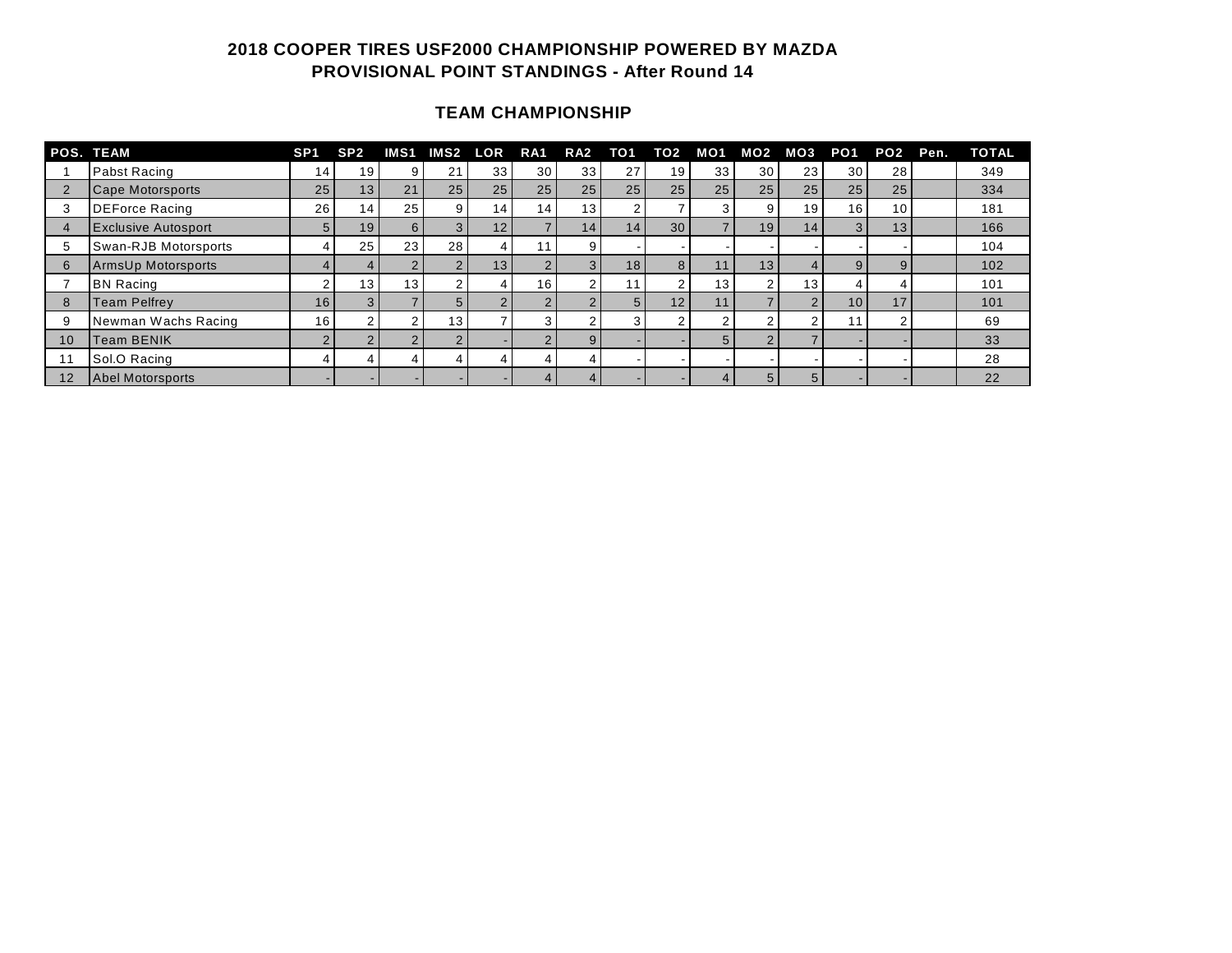## 2018 COOPER TIRES USF2000 CHAMPIONSHIP POWERED BY MAZDA

## PROVISIONAL POINT STANDINGS - After Round 14

### TEAM CHAMPIONSHIP

| POS. | TEAM | SP1 | SP2 | IMS1 | IMS2 | LOR | RA1 | RA2 | TO1 | TO2 | MO1 | MO2 | MO3 | PO1 | PO2 | Pen. | TOTAL |
|---|---|---|---|---|---|---|---|---|---|---|---|---|---|---|---|---|---|
| 1 | Pabst Racing | 14 | 19 | 9 | 21 | 33 | 30 | 33 | 27 | 19 | 33 | 30 | 23 | 30 | 28 | | 349 |
| 2 | Cape Motorsports | 25 | 13 | 21 | 25 | 25 | 25 | 25 | 25 | 25 | 25 | 25 | 25 | 25 | 25 | | 334 |
| 3 | DEForce Racing | 26 | 14 | 25 | 9 | 14 | 14 | 13 | 2 | 7 | 3 | 9 | 19 | 16 | 10 | | 181 |
| 4 | Exclusive Autosport | 5 | 19 | 6 | 3 | 12 | 7 | 14 | 14 | 30 | 7 | 19 | 14 | 3 | 13 | | 166 |
| 5 | Swan-RJB Motorsports | 4 | 25 | 23 | 28 | 4 | 11 | 9 | - | - | - | - | - | - | - | | 104 |
| 6 | ArmsUp Motorsports | 4 | 4 | 2 | 2 | 13 | 2 | 3 | 18 | 8 | 11 | 13 | 4 | 9 | 9 | | 102 |
| 7 | BN Racing | 2 | 13 | 13 | 2 | 4 | 16 | 2 | 11 | 2 | 13 | 2 | 13 | 4 | 4 | | 101 |
| 8 | Team Pelfrey | 16 | 3 | 7 | 5 | 2 | 2 | 2 | 5 | 12 | 11 | 7 | 2 | 10 | 17 | | 101 |
| 9 | Newman Wachs Racing | 16 | 2 | 2 | 13 | 7 | 3 | 2 | 3 | 2 | 2 | 2 | 2 | 11 | 2 | | 69 |
| 10 | Team BENIK | 2 | 2 | 2 | 2 | - | 2 | 9 | - | - | 5 | 2 | 7 | - | - | | 33 |
| 11 | Sol.O Racing | 4 | 4 | 4 | 4 | 4 | 4 | 4 | - | - | - | - | - | - | - | | 28 |
| 12 | Abel Motorsports | - | - | - | - | - | 4 | 4 | - | - | 4 | 5 | 5 | - | - | | 22 |